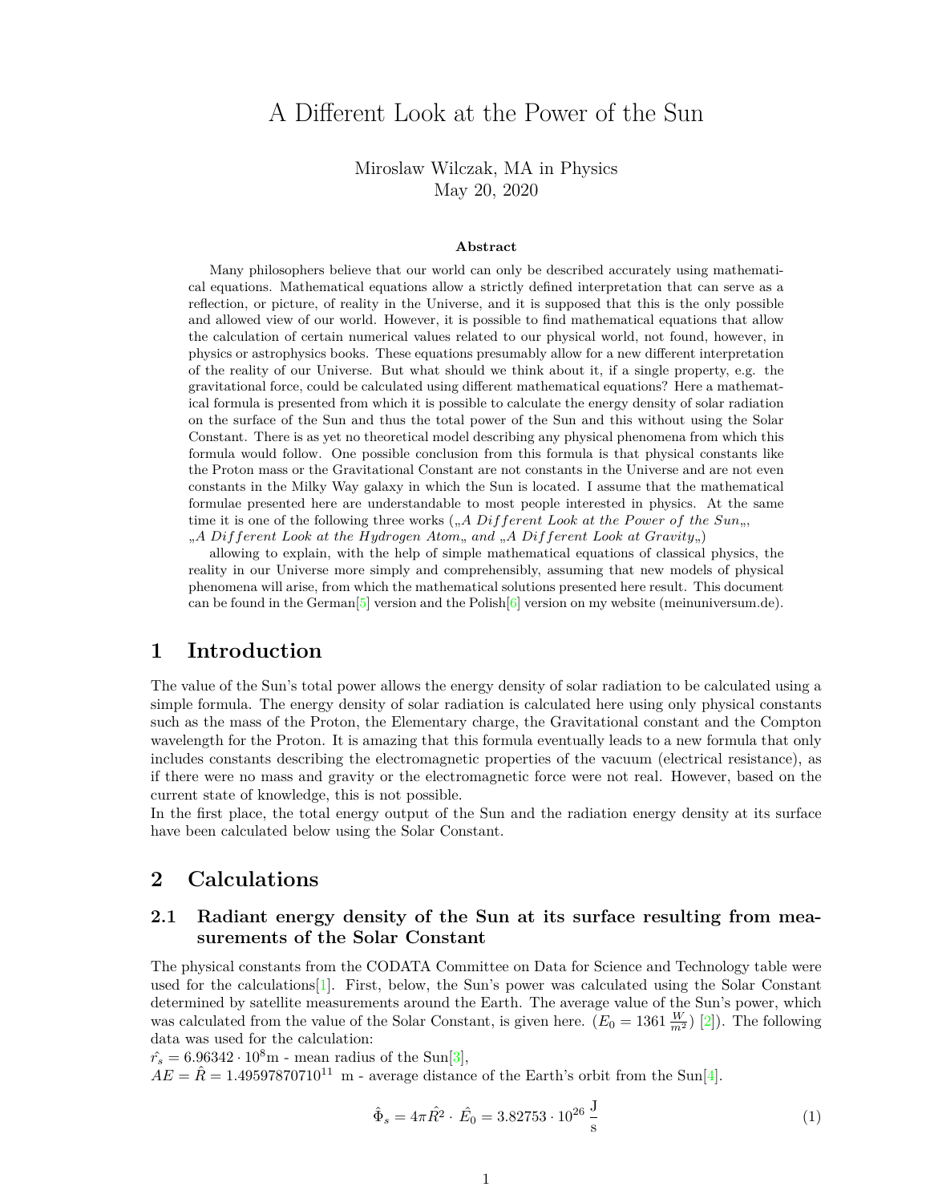# A Different Look at the Power of the Sun

Miroslaw Wilczak, MA in Physics
May 20, 2020

**Abstract**

Many philosophers believe that our world can only be described accurately using mathematical equations. Mathematical equations allow a strictly defined interpretation that can serve as a reflection, or picture, of reality in the Universe, and it is supposed that this is the only possible and allowed view of our world. However, it is possible to find mathematical equations that allow the calculation of certain numerical values related to our physical world, not found, however, in physics or astrophysics books. These equations presumably allow for a new different interpretation of the reality of our Universe. But what should we think about it, if a single property, e.g. the gravitational force, could be calculated using different mathematical equations? Here a mathematical formula is presented from which it is possible to calculate the energy density of solar radiation on the surface of the Sun and thus the total power of the Sun and this without using the Solar Constant. There is as yet no theoretical model describing any physical phenomena from which this formula would follow. One possible conclusion from this formula is that physical constants like the Proton mass or the Gravitational Constant are not constants in the Universe and are not even constants in the Milky Way galaxy in which the Sun is located. I assume that the mathematical formulae presented here are understandable to most people interested in physics. At the same time it is one of the following three works („*A Different Look at the Power of the Sun*„, „*A Different Look at the Hydrogen Atom*„ and „*A Different Look at Gravity*„)

allowing to explain, with the help of simple mathematical equations of classical physics, the reality in our Universe more simply and comprehensibly, assuming that new models of physical phenomena will arise, from which the mathematical solutions presented here result. This document can be found in the German[5] version and the Polish[6] version on my website (meinuniversum.de).

## 1 Introduction

The value of the Sun's total power allows the energy density of solar radiation to be calculated using a simple formula. The energy density of solar radiation is calculated here using only physical constants such as the mass of the Proton, the Elementary charge, the Gravitational constant and the Compton wavelength for the Proton. It is amazing that this formula eventually leads to a new formula that only includes constants describing the electromagnetic properties of the vacuum (electrical resistance), as if there were no mass and gravity or the electromagnetic force were not real. However, based on the current state of knowledge, this is not possible.

In the first place, the total energy output of the Sun and the radiation energy density at its surface have been calculated below using the Solar Constant.

## 2 Calculations

### 2.1 Radiant energy density of the Sun at its surface resulting from measurements of the Solar Constant

The physical constants from the CODATA Committee on Data for Science and Technology table were used for the calculations[1]. First, below, the Sun's power was calculated using the Solar Constant determined by satellite measurements around the Earth. The average value of the Sun's power, which was calculated from the value of the Solar Constant, is given here. ($E_0 = 1361 \frac{W}{m^2}$) [2]). The following data was used for the calculation:

$\hat{r_s} = 6.96342 \cdot 10^8$m - mean radius of the Sun[3],

$AE = \hat{R} = 1.49597870710^{11}$ m - average distance of the Earth's orbit from the Sun[4].

$$\hat{\Phi}_s = 4\pi\hat{R}^2 \cdot \hat{E_0} = 3.82753 \cdot 10^{26} \, \frac{\text{J}}{\text{s}} \tag{1}$$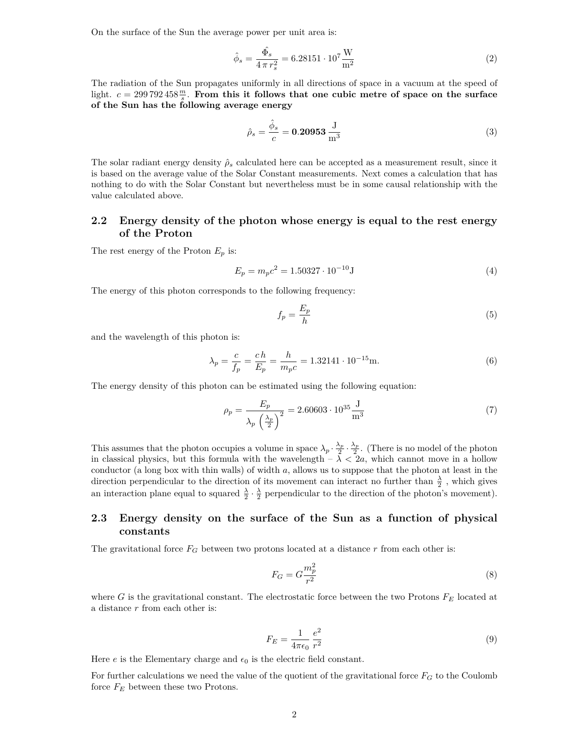On the surface of the Sun the average power per unit area is:

$$\hat{\phi}_s = \frac{\hat{\Phi}_s}{4\,\pi\,r_s^2} = 6.28151 \cdot 10^7 \,\frac{\mathrm{W}}{\mathrm{m}^2} \tag{2}$$

The radiation of the Sun propagates uniformly in all directions of space in a vacuum at the speed of light. $c = 299\,792\,458 \frac{m}{s}$. **From this it follows that one cubic metre of space on the surface of the Sun has the following average energy**

$$\hat{\rho}_s = \frac{\hat{\phi}_s}{c} = \mathbf{0.20953}\,\frac{\mathrm{J}}{\mathrm{m}^3} \tag{3}$$

The solar radiant energy density $\hat{\rho}_s$ calculated here can be accepted as a measurement result, since it is based on the average value of the Solar Constant measurements. Next comes a calculation that has nothing to do with the Solar Constant but nevertheless must be in some causal relationship with the value calculated above.

## 2.2 Energy density of the photon whose energy is equal to the rest energy of the Proton

The rest energy of the Proton $E_p$ is:

$$E_p = m_p c^2 = 1.50327 \cdot 10^{-10}\mathrm{J} \tag{4}$$

The energy of this photon corresponds to the following frequency:

$$f_p = \frac{E_p}{h} \tag{5}$$

and the wavelength of this photon is:

$$\lambda_p = \frac{c}{f_p} = \frac{c\,h}{E_p} = \frac{h}{m_p c} = 1.32141 \cdot 10^{-15}\mathrm{m}. \tag{6}$$

The energy density of this photon can be estimated using the following equation:

$$\rho_p = \frac{E_p}{\lambda_p \left(\frac{\lambda_p}{2}\right)^2} = 2.60603 \cdot 10^{35}\,\frac{\mathrm{J}}{\mathrm{m}^3} \tag{7}$$

This assumes that the photon occupies a volume in space $\lambda_p \cdot \frac{\lambda_p}{2} \cdot \frac{\lambda_p}{2}$. (There is no model of the photon in classical physics, but this formula with the wavelength – $\lambda < 2a$, which cannot move in a hollow conductor (a long box with thin walls) of width $a$, allows us to suppose that the photon at least in the direction perpendicular to the direction of its movement can interact no further than $\frac{\lambda}{2}$ , which gives an interaction plane equal to squared $\frac{\lambda}{2} \cdot \frac{\lambda}{2}$ perpendicular to the direction of the photon's movement).

## 2.3 Energy density on the surface of the Sun as a function of physical constants

The gravitational force $F_G$ between two protons located at a distance $r$ from each other is:

$$F_G = G\frac{m_p^2}{r^2} \tag{8}$$

where $G$ is the gravitational constant. The electrostatic force between the two Protons $F_E$ located at a distance $r$ from each other is:

$$F_E = \frac{1}{4\pi\epsilon_0}\,\frac{e^2}{r^2} \tag{9}$$

Here $e$ is the Elementary charge and $\epsilon_0$ is the electric field constant.

For further calculations we need the value of the quotient of the gravitational force $F_G$ to the Coulomb force $F_E$ between these two Protons.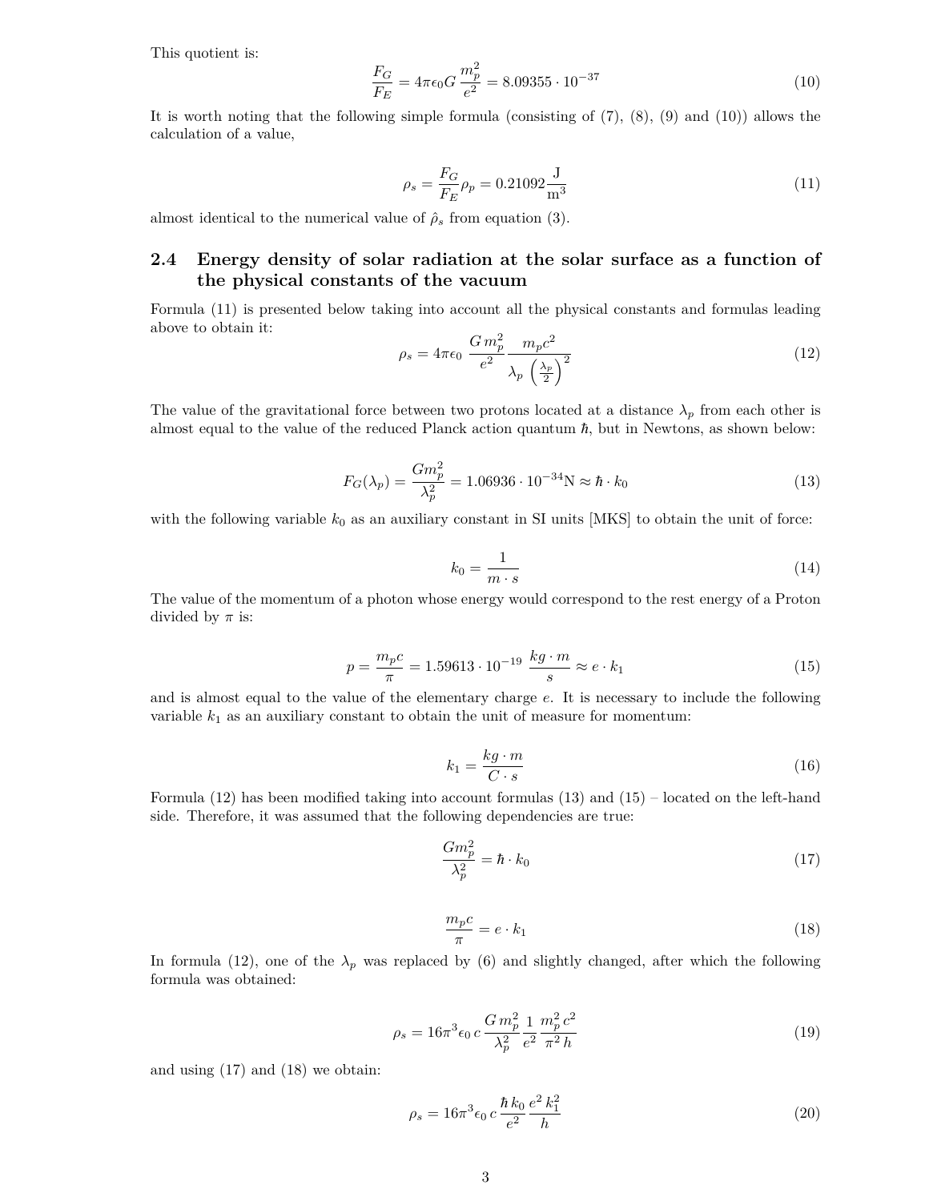This quotient is:

$$\frac{F_G}{F_E} = 4\pi\epsilon_0 G \frac{m_p^2}{e^2} = 8.09355 \cdot 10^{-37} \tag{10}$$

It is worth noting that the following simple formula (consisting of (7), (8), (9) and (10)) allows the calculation of a value,

$$\rho_s = \frac{F_G}{F_E}\rho_p = 0.21092 \frac{\mathrm{J}}{\mathrm{m}^3} \tag{11}$$

almost identical to the numerical value of $\hat{\rho}_s$ from equation (3).

## 2.4 Energy density of solar radiation at the solar surface as a function of the physical constants of the vacuum

Formula (11) is presented below taking into account all the physical constants and formulas leading above to obtain it:

$$\rho_s = 4\pi\epsilon_0 \, \frac{G\, m_p^2}{e^2} \frac{m_p c^2}{\lambda_p \left(\frac{\lambda_p}{2}\right)^2} \tag{12}$$

The value of the gravitational force between two protons located at a distance $\lambda_p$ from each other is almost equal to the value of the reduced Planck action quantum $\hbar$, but in Newtons, as shown below:

$$F_G(\lambda_p) = \frac{G m_p^2}{\lambda_p^2} = 1.06936 \cdot 10^{-34} \mathrm{N} \approx \hbar \cdot k_0 \tag{13}$$

with the following variable $k_0$ as an auxiliary constant in SI units [MKS] to obtain the unit of force:

$$k_0 = \frac{1}{m \cdot s} \tag{14}$$

The value of the momentum of a photon whose energy would correspond to the rest energy of a Proton divided by $\pi$ is:

$$p = \frac{m_p c}{\pi} = 1.59613 \cdot 10^{-19} \; \frac{kg \cdot m}{s} \approx e \cdot k_1 \tag{15}$$

and is almost equal to the value of the elementary charge $e$. It is necessary to include the following variable $k_1$ as an auxiliary constant to obtain the unit of measure for momentum:

$$k_1 = \frac{kg \cdot m}{C \cdot s} \tag{16}$$

Formula (12) has been modified taking into account formulas (13) and (15) – located on the left-hand side. Therefore, it was assumed that the following dependencies are true:

$$\frac{G m_p^2}{\lambda_p^2} = \hbar \cdot k_0 \tag{17}$$

$$\frac{m_p c}{\pi} = e \cdot k_1 \tag{18}$$

In formula (12), one of the $\lambda_p$ was replaced by (6) and slightly changed, after which the following formula was obtained:

$$\rho_s = 16\pi^3 \epsilon_0 \, c \, \frac{G\, m_p^2}{\lambda_p^2} \frac{1}{e^2} \frac{m_p^2 \, c^2}{\pi^2 \, h} \tag{19}$$

and using (17) and (18) we obtain:

$$\rho_s = 16\pi^3 \epsilon_0 \, c \, \frac{\hbar \, k_0}{e^2} \frac{e^2 \, k_1^2}{h} \tag{20}$$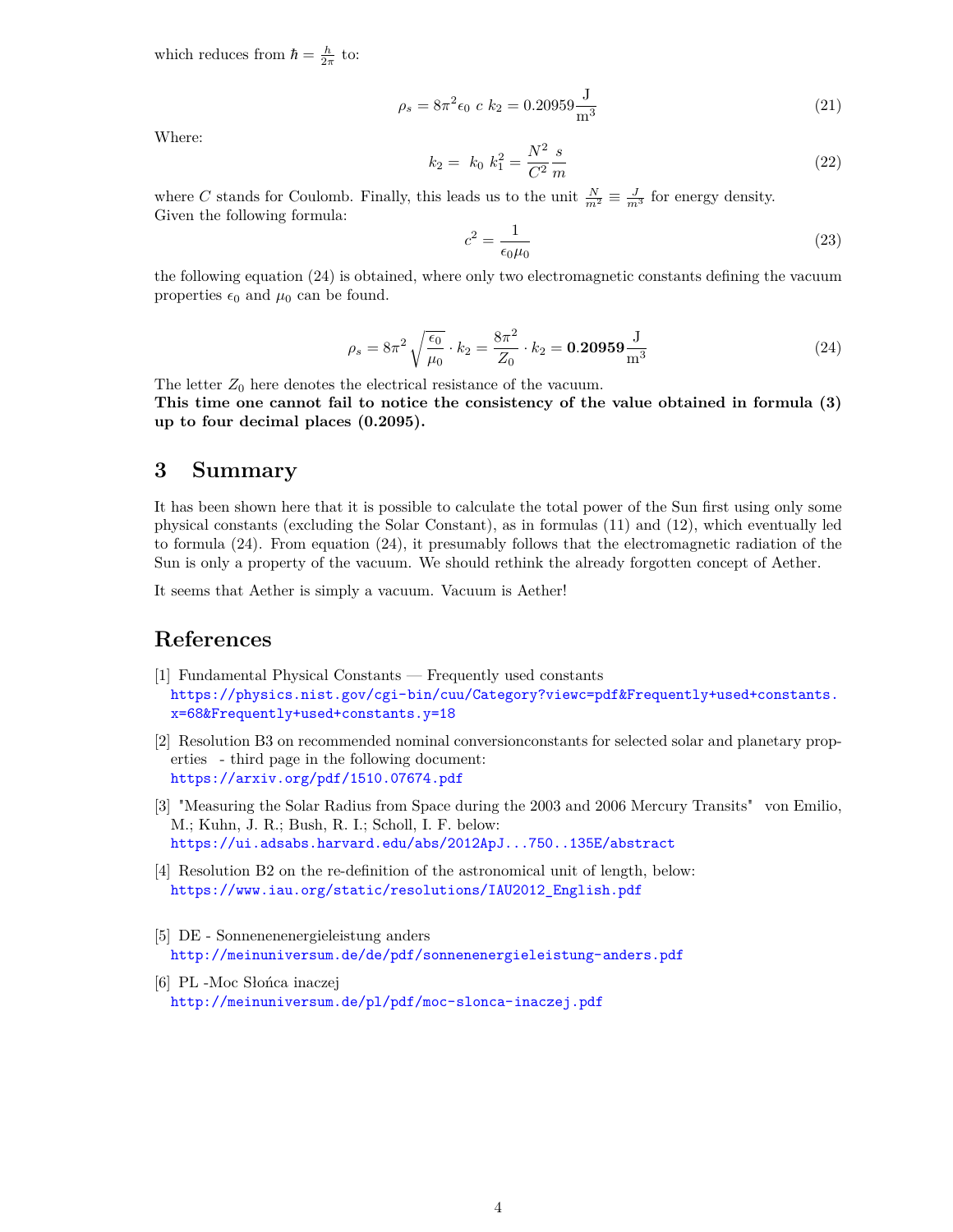which reduces from $\hbar = \frac{h}{2\pi}$ to:

$$\rho_s = 8\pi^2 \epsilon_0 \; c \; k_2 = 0.20959 \frac{\text{J}}{\text{m}^3} \tag{21}$$

Where:

$$k_2 = \; k_0 \; k_1^2 = \frac{N^2}{C^2} \frac{s}{m} \tag{22}$$

where $C$ stands for Coulomb. Finally, this leads us to the unit $\frac{N}{m^2} \equiv \frac{J}{m^3}$ for energy density.
Given the following formula:

$$c^2 = \frac{1}{\epsilon_0 \mu_0} \tag{23}$$

the following equation (24) is obtained, where only two electromagnetic constants defining the vacuum properties $\epsilon_0$ and $\mu_0$ can be found.

$$\rho_s = 8\pi^2 \sqrt{\frac{\epsilon_0}{\mu_0}} \cdot k_2 = \frac{8\pi^2}{Z_0} \cdot k_2 = \mathbf{0.20959} \frac{\text{J}}{\text{m}^3} \tag{24}$$

The letter $Z_0$ here denotes the electrical resistance of the vacuum.
**This time one cannot fail to notice the consistency of the value obtained in formula (3) up to four decimal places (0.2095).**

## 3 Summary

It has been shown here that it is possible to calculate the total power of the Sun first using only some physical constants (excluding the Solar Constant), as in formulas (11) and (12), which eventually led to formula (24). From equation (24), it presumably follows that the electromagnetic radiation of the Sun is only a property of the vacuum. We should rethink the already forgotten concept of Aether.

It seems that Aether is simply a vacuum. Vacuum is Aether!

## References

[1] Fundamental Physical Constants — Frequently used constants
https://physics.nist.gov/cgi-bin/cuu/Category?viewc=pdf&Frequently+used+constants.x=68&Frequently+used+constants.y=18

[2] Resolution B3 on recommended nominal conversionconstants for selected solar and planetary properties - third page in the following document:
https://arxiv.org/pdf/1510.07674.pdf

[3] "Measuring the Solar Radius from Space during the 2003 and 2006 Mercury Transits" von Emilio, M.; Kuhn, J. R.; Bush, R. I.; Scholl, I. F. below:
https://ui.adsabs.harvard.edu/abs/2012ApJ...750..135E/abstract

[4] Resolution B2 on the re-definition of the astronomical unit of length, below:
https://www.iau.org/static/resolutions/IAU2012_English.pdf

[5] DE - Sonnenenenergieleistung anders
http://meinuniversum.de/de/pdf/sonnenenergieleistung-anders.pdf

[6] PL -Moc Słońca inaczej
http://meinuniversum.de/pl/pdf/moc-slonca-inaczej.pdf